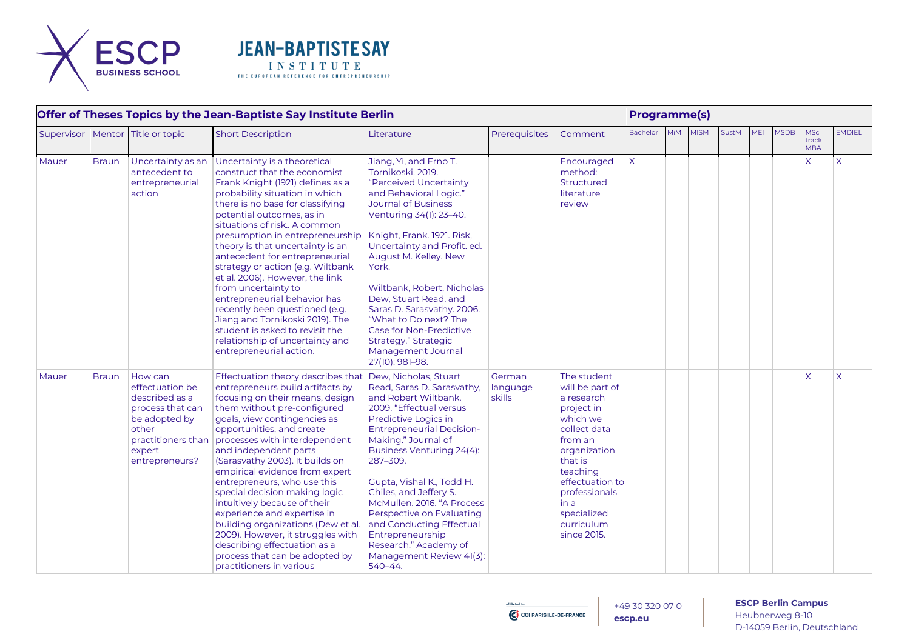| Offer of Theses Topics by the Jean-Baptiste Say Institute Berlin | | | | | | | Programme(s) | | | | | | | | |
|---|---|---|---|---|---|---|---|---|---|---|---|---|---|---|---|
| Supervisor | Mentor | Title or topic | Short Description | Literature | Prerequisites | Comment | Bachelor | MiM | MISM | SustM | MEI | MSDB | MSc track MBA | EMDIEL |
| Mauer | Braun | Uncertainty as an antecedent to entrepreneurial action | Uncertainty is a theoretical construct that the economist Frank Knight (1921) defines as a probability situation in which there is no base for classifying potential outcomes, as in situations of risk.. A common presumption in entrepreneurship theory is that uncertainty is an antecedent for entrepreneurial strategy or action (e.g. Wiltbank et al. 2006). However, the link from uncertainty to entrepreneurial behavior has recently been questioned (e.g. Jiang and Tornikoski 2019). The student is asked to revisit the relationship of uncertainty and entrepreneurial action. | Jiang, Yi, and Erno T. Tornikoski. 2019. "Perceived Uncertainty and Behavioral Logic." Journal of Business Venturing 34(1): 23–40. Knight, Frank. 1921. Risk, Uncertainty and Profit. ed. August M. Kelley. New York. Wiltbank, Robert, Nicholas Dew, Stuart Read, and Saras D. Sarasvathy. 2006. "What to Do next? The Case for Non-Predictive Strategy." Strategic Management Journal 27(10): 981–98. | | Encouraged method: Structured literature review | X | | | | | | X | X |
| Mauer | Braun | How can effectuation be described as a process that can be adopted by other practitioners than expert entrepreneurs? | Effectuation theory describes that entrepreneurs build artifacts by focusing on their means, design them without pre-configured goals, view contingencies as opportunities, and create processes with interdependent and independent parts (Sarasvathy 2003). It builds on empirical evidence from expert entrepreneurs, who use this special decision making logic intuitively because of their experience and expertise in building organizations (Dew et al. 2009). However, it struggles with describing effectuation as a process that can be adopted by practitioners in various | Dew, Nicholas, Stuart Read, Saras D. Sarasvathy, and Robert Wiltbank. 2009. "Effectual versus Predictive Logics in Entrepreneurial Decision-Making." Journal of Business Venturing 24(4): 287–309. Gupta, Vishal K., Todd H. Chiles, and Jeffery S. McMullen. 2016. "A Process Perspective on Evaluating and Conducting Effectual Entrepreneurship Research." Academy of Management Review 41(3): 540–44. | German language skills | The student will be part of a research project in which we collect data from an organization that is teaching effectuation to professionals in a specialized curriculum since 2015. | | | | | | | X | X |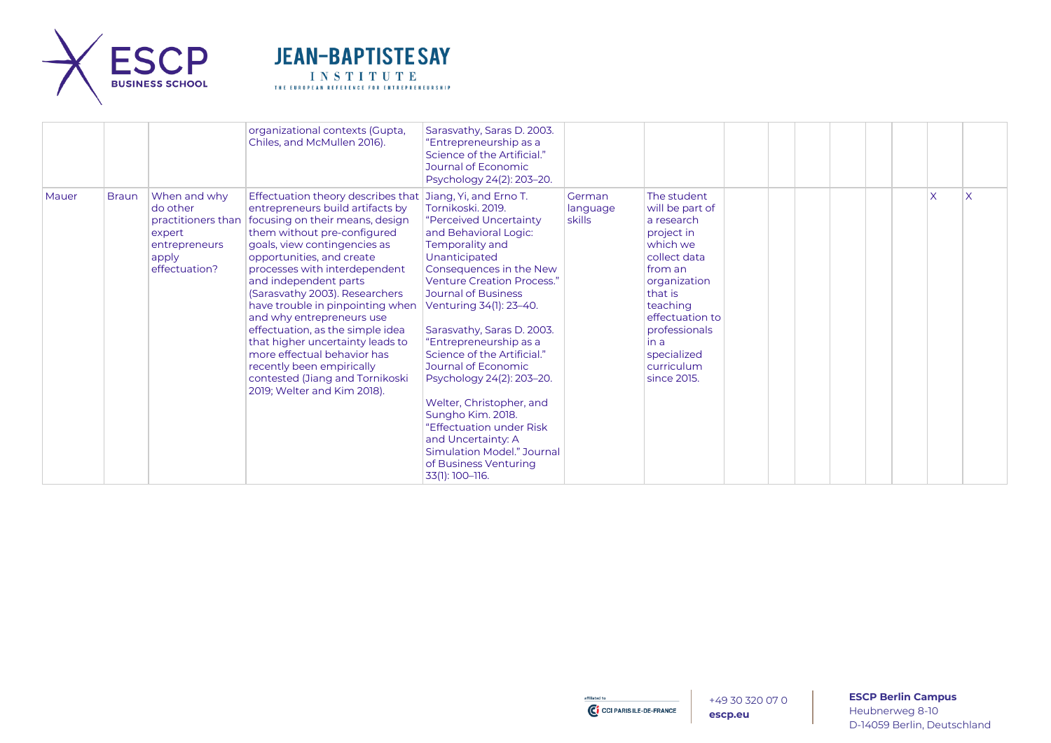| | | | | | | | | | | | | | | |
|---|---|---|---|---|---|---|---|---|---|---|---|---|---|---|
| | | | organizational contexts (Gupta, Chiles, and McMullen 2016). | Sarasvathy, Saras D. 2003. "Entrepreneurship as a Science of the Artificial." Journal of Economic Psychology 24(2): 203–20. | | | | | | | | | | |
| Mauer | Braun | When and why do other practitioners than expert entrepreneurs apply effectuation? | Effectuation theory describes that entrepreneurs build artifacts by focusing on their means, design them without pre-configured goals, view contingencies as opportunities, and create processes with interdependent and independent parts (Sarasvathy 2003). Researchers have trouble in pinpointing when and why entrepreneurs use effectuation, as the simple idea that higher uncertainty leads to more effectual behavior has recently been empirically contested (Jiang and Tornikoski 2019; Welter and Kim 2018). | Jiang, Yi, and Erno T. Tornikoski. 2019. "Perceived Uncertainty and Behavioral Logic: Temporality and Unanticipated Consequences in the New Venture Creation Process." Journal of Business Venturing 34(1): 23–40.<br><br>Sarasvathy, Saras D. 2003. "Entrepreneurship as a Science of the Artificial." Journal of Economic Psychology 24(2): 203–20.<br><br>Welter, Christopher, and Sungho Kim. 2018. "Effectuation under Risk and Uncertainty: A Simulation Model." Journal of Business Venturing 33(1): 100–116. | German language skills | The student will be part of a research project in which we collect data from an organization that is teaching effectuation to professionals in a specialized curriculum since 2015. | | | | | | | X | X |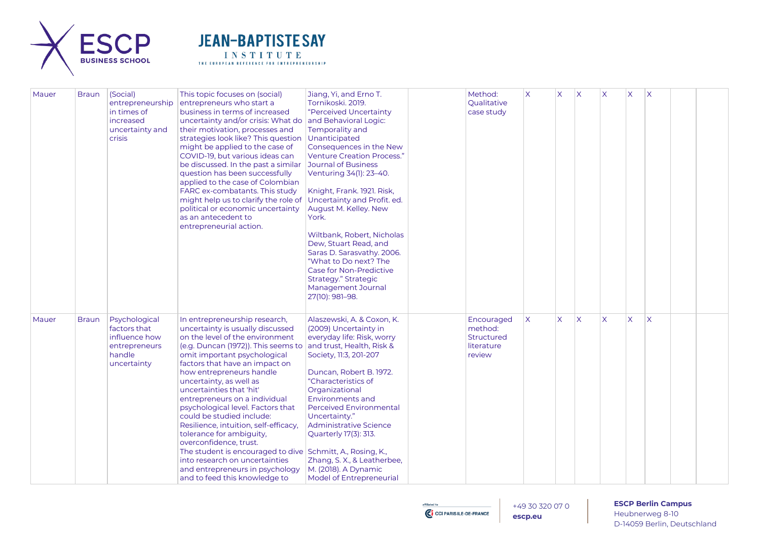| Mauer | Braun | (Social) entrepreneurship in times of increased uncertainty and crisis | This topic focuses on (social) entrepreneurs who start a business in terms of increased uncertainty and/or crisis: What do their motivation, processes and strategies look like? This question might be applied to the case of COVID-19, but various ideas can be discussed. In the past a similar question has been successfully applied to the case of Colombian FARC ex-combatants. This study might help us to clarify the role of political or economic uncertainty as an antecedent to entrepreneurial action. | Jiang, Yi, and Erno T. Tornikoski. 2019. "Perceived Uncertainty and Behavioral Logic: Temporality and Unanticipated Consequences in the New Venture Creation Process." Journal of Business Venturing 34(1): 23–40.<br><br>Knight, Frank. 1921. Risk, Uncertainty and Profit. ed. August M. Kelley. New York.<br><br>Wiltbank, Robert, Nicholas Dew, Stuart Read, and Saras D. Sarasvathy. 2006. "What to Do next? The Case for Non-Predictive Strategy." Strategic Management Journal 27(10): 981–98. | | Method: Qualitative case study | X | X | X | X | X | X | | |
|---|---|---|---|---|---|---|---|---|---|---|---|---|---|---|
| Mauer | Braun | Psychological factors that influence how entrepreneurs handle uncertainty | In entrepreneurship research, uncertainty is usually discussed on the level of the environment (e.g. Duncan (1972)). This seems to omit important psychological factors that have an impact on how entrepreneurs handle uncertainty, as well as uncertainties that 'hit' entrepreneurs on a individual psychological level. Factors that could be studied include: Resilience, intuition, self-efficacy, tolerance for ambiguity, overconfidence, trust.<br>The student is encouraged to dive into research on uncertainties and entrepreneurs in psychology and to feed this knowledge to | Alaszewski, A. & Coxon, K. (2009) Uncertainty in everyday life: Risk, worry and trust, Health, Risk & Society, 11:3, 201-207<br><br>Duncan, Robert B. 1972. "Characteristics of Organizational Environments and Perceived Environmental Uncertainty." Administrative Science Quarterly 17(3): 313.<br><br>Schmitt, A., Rosing, K., Zhang, S. X., & Leatherbee, M. (2018). A Dynamic Model of Entrepreneurial | | Encouraged method: Structured literature review | X | X | X | X | X | X | | |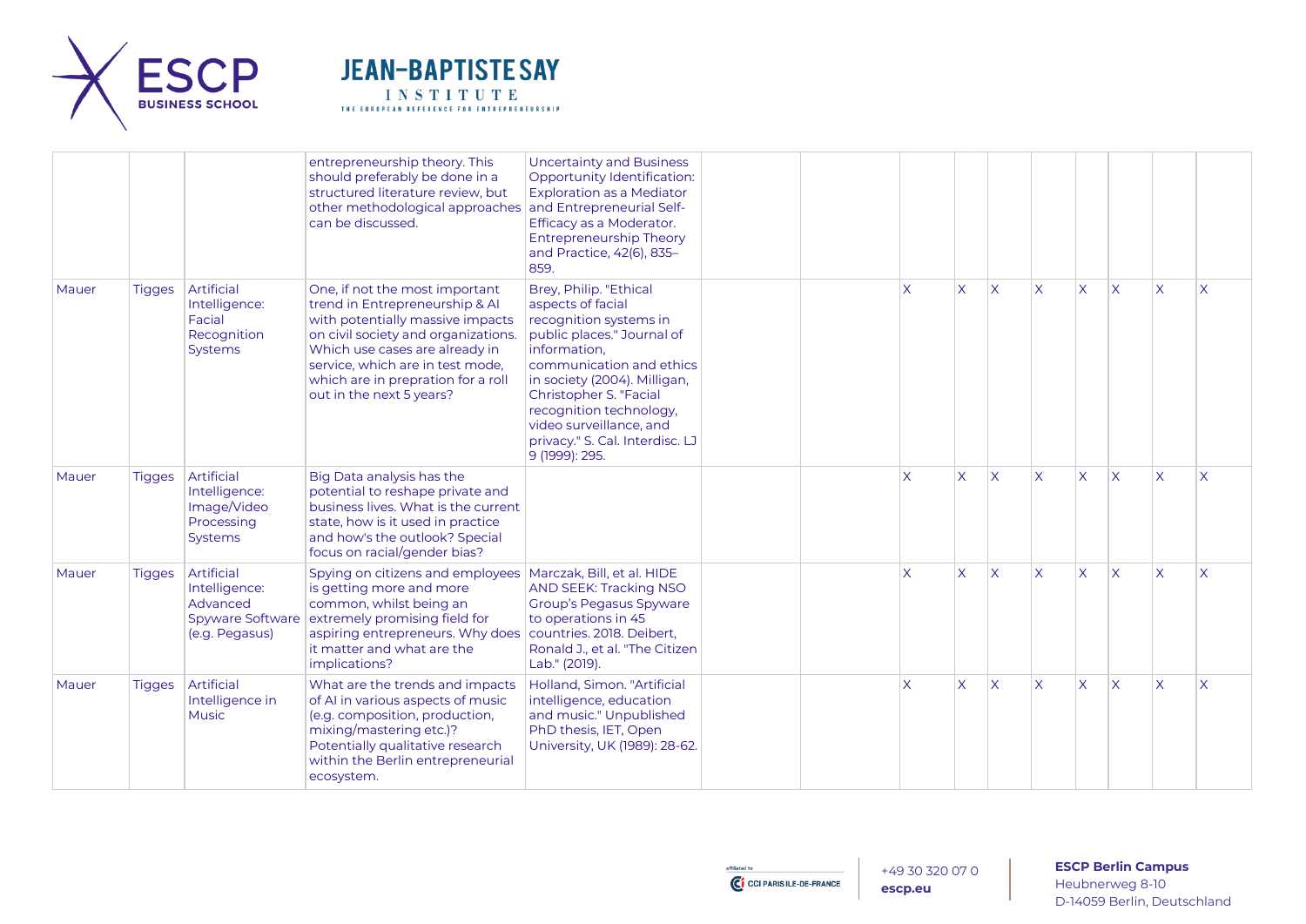| | | | | | | | | | | | | | | |
|---|---|---|---|---|---|---|---|---|---|---|---|---|---|---|
| | | | entrepreneurship theory. This should preferably be done in a structured literature review, but other methodological approaches can be discussed. | Uncertainty and Business Opportunity Identification: Exploration as a Mediator and Entrepreneurial Self-Efficacy as a Moderator. Entrepreneurship Theory and Practice, 42(6), 835–859. | | | | | | | | | | |
| Mauer | Tigges | Artificial Intelligence: Facial Recognition Systems | One, if not the most important trend in Entrepreneurship & AI with potentially massive impacts on civil society and organizations. Which use cases are already in service, which are in test mode, which are in prepration for a roll out in the next 5 years? | Brey, Philip. "Ethical aspects of facial recognition systems in public places." Journal of information, communication and ethics in society (2004). Milligan, Christopher S. "Facial recognition technology, video surveillance, and privacy." S. Cal. Interdisc. LJ 9 (1999): 295. | | | X | X | X | X | X | X | X | X |
| Mauer | Tigges | Artificial Intelligence: Image/Video Processing Systems | Big Data analysis has the potential to reshape private and business lives. What is the current state, how is it used in practice and how's the outlook? Special focus on racial/gender bias? | | | | X | X | X | X | X | X | X | X |
| Mauer | Tigges | Artificial Intelligence: Advanced Spyware Software (e.g. Pegasus) | Spying on citizens and employees is getting more and more common, whilst being an extremely promising field for aspiring entrepreneurs. Why does it matter and what are the implications? | Marczak, Bill, et al. HIDE AND SEEK: Tracking NSO Group's Pegasus Spyware to operations in 45 countries. 2018. Deibert, Ronald J., et al. "The Citizen Lab." (2019). | | | X | X | X | X | X | X | X | X |
| Mauer | Tigges | Artificial Intelligence in Music | What are the trends and impacts of AI in various aspects of music (e.g. composition, production, mixing/mastering etc.)? Potentially qualitative research within the Berlin entrepreneurial ecosystem. | Holland, Simon. "Artificial intelligence, education and music." Unpublished PhD thesis, IET, Open University, UK (1989): 28-62. | | | X | X | X | X | X | X | X | X |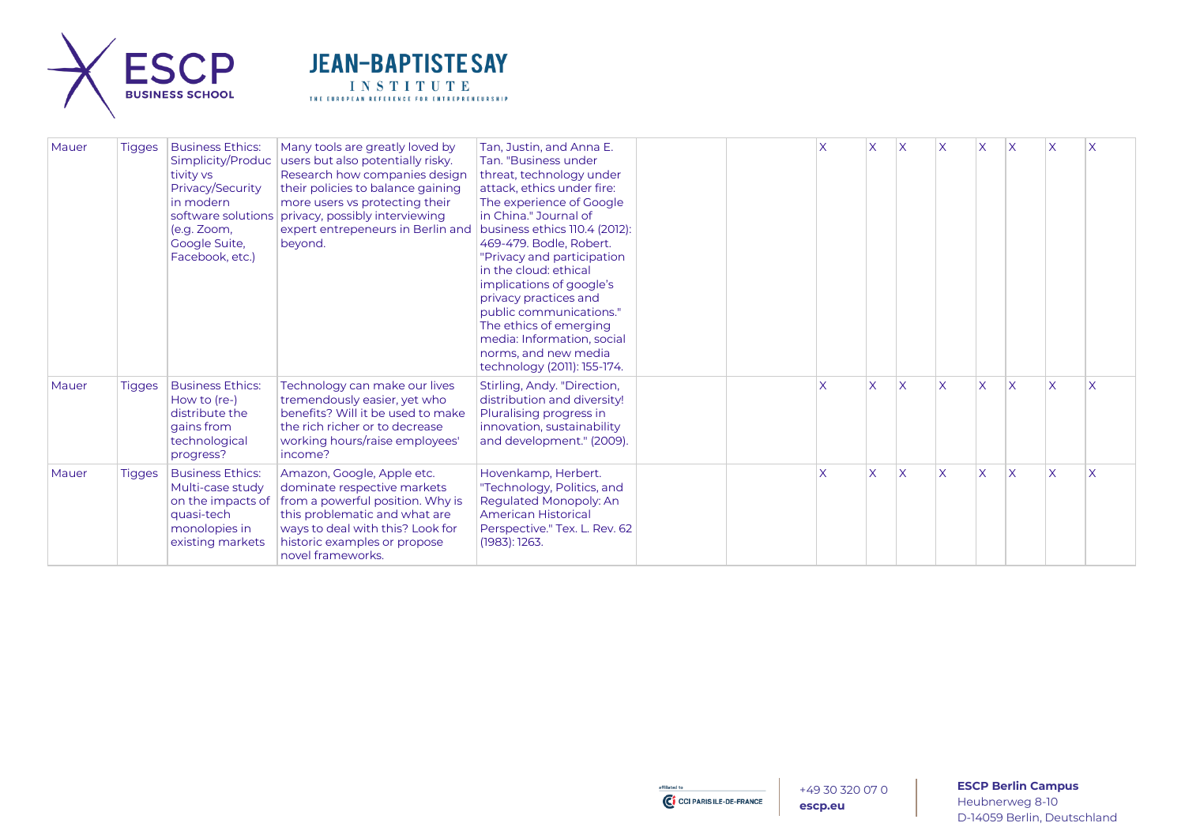| | | | | | | | | | | | | | | | |
|---|---|---|---|---|---|---|---|---|---|---|---|---|---|---|---|
| Mauer | Tigges | Business Ethics: Simplicity/Productivity vs Privacy/Security in modern software solutions (e.g. Zoom, Google Suite, Facebook, etc.) | Many tools are greatly loved by users but also potentially risky. Research how companies design their policies to balance gaining more users vs protecting their privacy, possibly interviewing expert entrepeneurs in Berlin and beyond. | Tan, Justin, and Anna E. Tan. "Business under threat, technology under attack, ethics under fire: The experience of Google in China." Journal of business ethics 110.4 (2012): 469-479. Bodle, Robert. "Privacy and participation in the cloud: ethical implications of google's privacy practices and public communications." The ethics of emerging media: Information, social norms, and new media technology (2011): 155-174. | | | X | X | X | X | X | X | X | X |
| Mauer | Tigges | Business Ethics: How to (re-) distribute the gains from technological progress? | Technology can make our lives tremendously easier, yet who benefits? Will it be used to make the rich richer or to decrease working hours/raise employees' income? | Stirling, Andy. "Direction, distribution and diversity! Pluralising progress in innovation, sustainability and development." (2009). | | | X | X | X | X | X | X | X | X |
| Mauer | Tigges | Business Ethics: Multi-case study on the impacts of quasi-tech monolopies in existing markets | Amazon, Google, Apple etc. dominate respective markets from a powerful position. Why is this problematic and what are ways to deal with this? Look for historic examples or propose novel frameworks. | Hovenkamp, Herbert. "Technology, Politics, and Regulated Monopoly: An American Historical Perspective." Tex. L. Rev. 62 (1983): 1263. | | | X | X | X | X | X | X | X | X |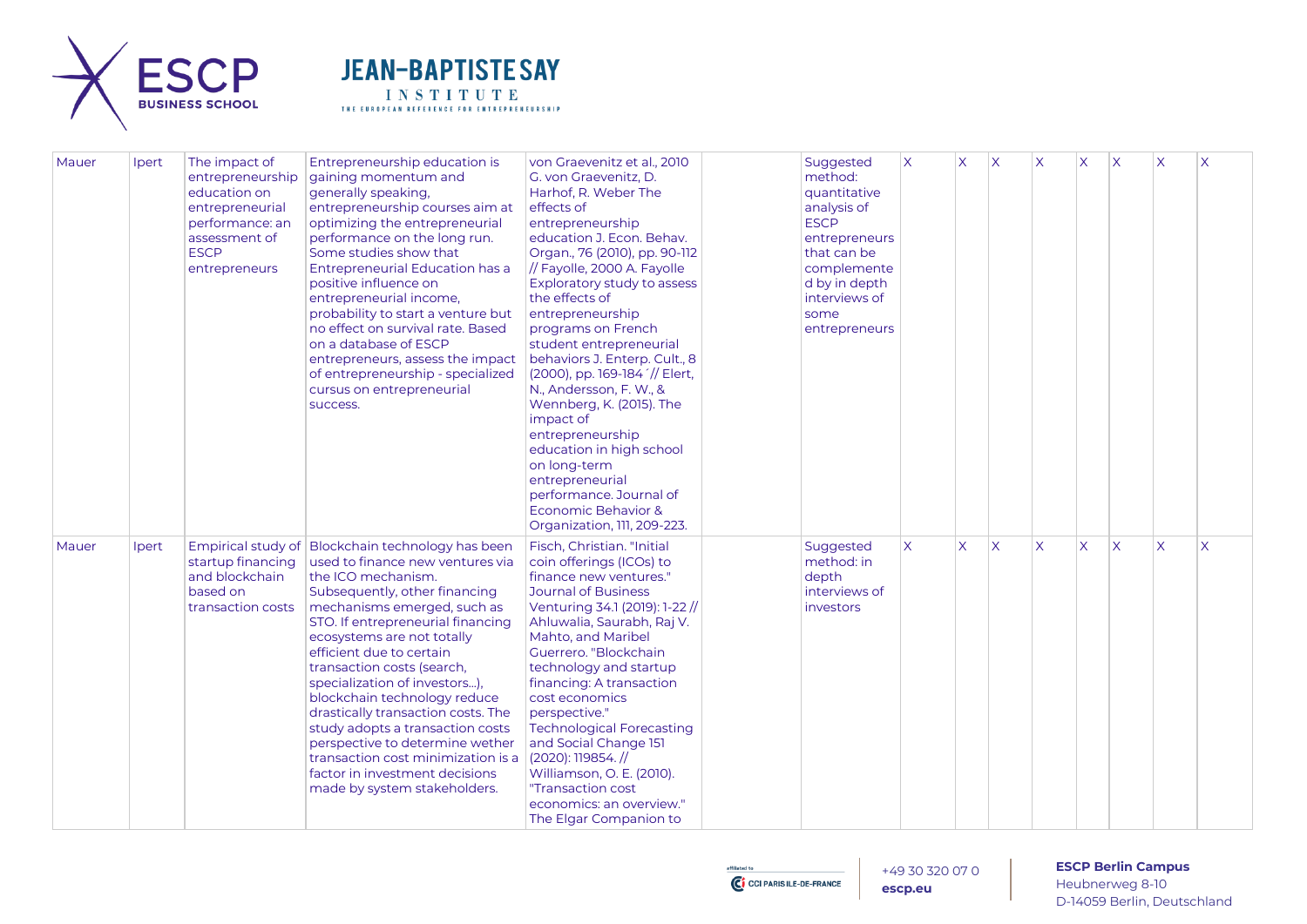| Mauer | Ipert | The impact of entrepreneurship education on entrepreneurial performance: an assessment of ESCP entrepreneurs | Entrepreneurship education is gaining momentum and generally speaking, entrepreneurship courses aim at optimizing the entrepreneurial performance on the long run. Some studies show that Entrepreneurial Education has a positive influence on entrepreneurial income, probability to start a venture but no effect on survival rate. Based on a database of ESCP entrepreneurs, assess the impact of entrepreneurship - specialized cursus on entrepreneurial success. | von Graevenitz et al., 2010 G. von Graevenitz, D. Harhof, R. Weber The effects of entrepreneurship education J. Econ. Behav. Organ., 76 (2010), pp. 90-112 // Fayolle, 2000 A. Fayolle Exploratory study to assess the effects of entrepreneurship programs on French student entrepreneurial behaviors J. Enterp. Cult., 8 (2000), pp. 169-184´// Elert, N., Andersson, F. W., & Wennberg, K. (2015). The impact of entrepreneurship education in high school on long-term entrepreneurial performance. Journal of Economic Behavior & Organization, 111, 209-223. | | Suggested method: quantitative analysis of ESCP entrepreneurs that can be complemented by in depth interviews of some entrepreneurs | X | X | X | X | X | X | X | X |
|---|---|---|---|---|---|---|---|---|---|---|---|---|---|---|
| Mauer | Ipert | Empirical study of startup financing and blockchain based on transaction costs | Blockchain technology has been used to finance new ventures via the ICO mechanism. Subsequently, other financing mechanisms emerged, such as STO. If entrepreneurial financing ecosystems are not totally efficient due to certain transaction costs (search, specialization of investors...), blockchain technology reduce drastically transaction costs. The study adopts a transaction costs perspective to determine wether transaction cost minimization is a factor in investment decisions made by system stakeholders. | Fisch, Christian. "Initial coin offerings (ICOs) to finance new ventures." Journal of Business Venturing 34.1 (2019): 1-22 // Ahluwalia, Saurabh, Raj V. Mahto, and Maribel Guerrero. "Blockchain technology and startup financing: A transaction cost economics perspective." Technological Forecasting and Social Change 151 (2020): 119854. // Williamson, O. E. (2010). "Transaction cost economics: an overview." The Elgar Companion to | | Suggested method: in depth interviews of investors | X | X | X | X | X | X | X | X |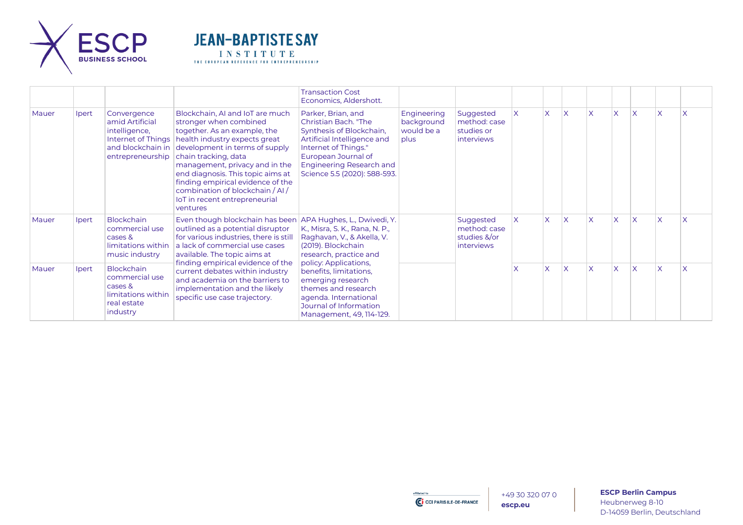| | | | | | | | | | | | | | | | |
|---|---|---|---|---|---|---|---|---|---|---|---|---|---|---|---|
| | | | | Transaction Cost Economics, Aldershott. | | | | | | | | | | | |
| Mauer | Ipert | Convergence amid Artificial intelligence, Internet of Things and blockchain in entrepreneurship | Blockchain, AI and IoT are much stronger when combined together. As an example, the health industry expects great development in terms of supply chain tracking, data management, privacy and in the end diagnosis. This topic aims at finding empirical evidence of the combination of blockchain / AI / IoT in recent entrepreneurial ventures | Parker, Brian, and Christian Bach. "The Synthesis of Blockchain, Artificial Intelligence and Internet of Things." European Journal of Engineering Research and Science 5.5 (2020): 588-593. | Engineering background would be a plus | Suggested method: case studies or interviews | X | X | X | X | X | X | X | X |
| Mauer | Ipert | Blockchain commercial use cases & limitations within music industry | Even though blockchain has been outlined as a potential disruptor for various industries, there is still a lack of commercial use cases available. The topic aims at finding empirical evidence of the current debates within industry and academia on the barriers to implementation and the likely specific use case trajectory. | APA Hughes, L., Dwivedi, Y. K., Misra, S. K., Rana, N. P., Raghavan, V., & Akella, V. (2019). Blockchain research, practice and policy: Applications, benefits, limitations, emerging research themes and research agenda. International Journal of Information Management, 49, 114-129. | | Suggested method: case studies &/or interviews | X | X | X | X | X | X | X | X |
| Mauer | Ipert | Blockchain commercial use cases & limitations within real estate industry | | | | | X | X | X | X | X | X | X | X |